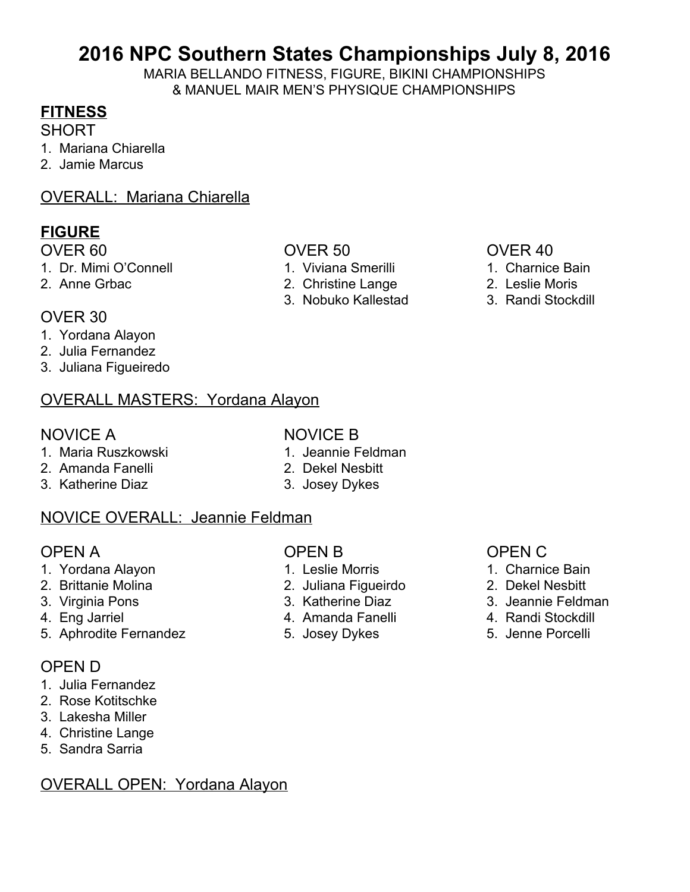# 2016 NPC Southern States Championships July 8, 2016

MARIA BELLANDO FITNESS, FIGURE, BIKINI CHAMPIONSHIPS
& MANUEL MAIR MEN'S PHYSIQUE CHAMPIONSHIPS

## **FITNESS**

SHORT

1. Mariana Chiarella
2. Jamie Marcus

OVERALL: Mariana Chiarella

## **FIGURE**

OVER 60

1. Dr. Mimi O'Connell
2. Anne Grbac

OVER 50

1. Viviana Smerilli
2. Christine Lange
3. Nobuko Kallestad

OVER 40

1. Charnice Bain
2. Leslie Moris
3. Randi Stockdill

OVER 30

1. Yordana Alayon
2. Julia Fernandez
3. Juliana Figueiredo

OVERALL MASTERS: Yordana Alayon

NOVICE A

1. Maria Ruszkowski
2. Amanda Fanelli
3. Katherine Diaz

NOVICE B

1. Jeannie Feldman
2. Dekel Nesbitt
3. Josey Dykes

NOVICE OVERALL: Jeannie Feldman

OPEN A

1. Yordana Alayon
2. Brittanie Molina
3. Virginia Pons
4. Eng Jarriel
5. Aphrodite Fernandez

OPEN B

1. Leslie Morris
2. Juliana Figueirdo
3. Katherine Diaz
4. Amanda Fanelli
5. Josey Dykes

OPEN C

1. Charnice Bain
2. Dekel Nesbitt
3. Jeannie Feldman
4. Randi Stockdill
5. Jenne Porcelli

OPEN D

1. Julia Fernandez
2. Rose Kotitschke
3. Lakesha Miller
4. Christine Lange
5. Sandra Sarria

OVERALL OPEN: Yordana Alayon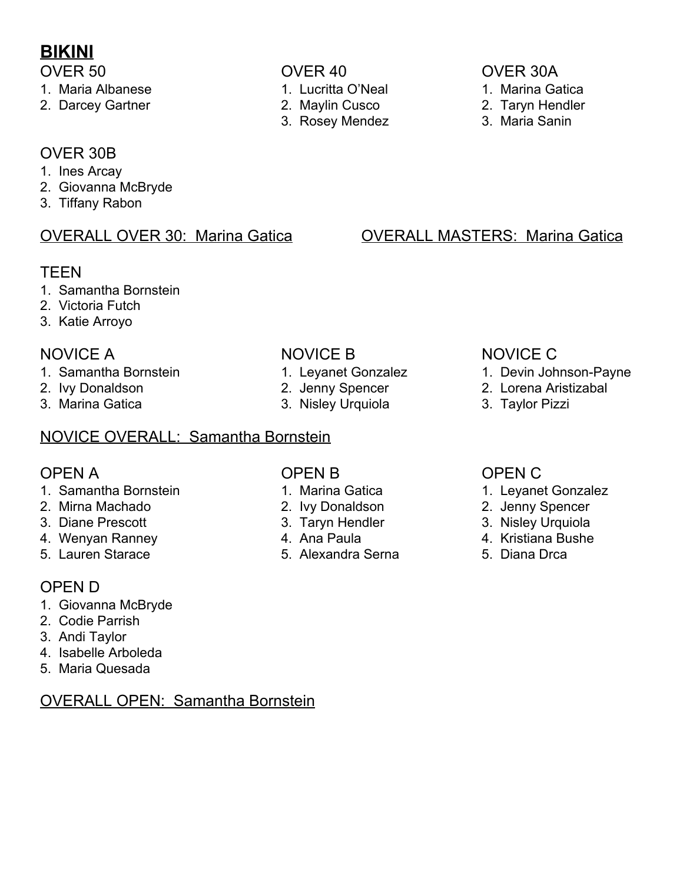# BIKINI

OVER 50
1. Maria Albanese
2. Darcey Gartner

OVER 40
1. Lucritta O'Neal
2. Maylin Cusco
3. Rosey Mendez

OVER 30A
1. Marina Gatica
2. Taryn Hendler
3. Maria Sanin

OVER 30B
1. Ines Arcay
2. Giovanna McBryde
3. Tiffany Rabon

<u>OVERALL OVER 30: Marina Gatica</u>

<u>OVERALL MASTERS: Marina Gatica</u>

TEEN
1. Samantha Bornstein
2. Victoria Futch
3. Katie Arroyo

NOVICE A
1. Samantha Bornstein
2. Ivy Donaldson
3. Marina Gatica

NOVICE B
1. Leyanet Gonzalez
2. Jenny Spencer
3. Nisley Urquiola

NOVICE C
1. Devin Johnson-Payne
2. Lorena Aristizabal
3. Taylor Pizzi

<u>NOVICE OVERALL: Samantha Bornstein</u>

OPEN A
1. Samantha Bornstein
2. Mirna Machado
3. Diane Prescott
4. Wenyan Ranney
5. Lauren Starace

OPEN B
1. Marina Gatica
2. Ivy Donaldson
3. Taryn Hendler
4. Ana Paula
5. Alexandra Serna

OPEN C
1. Leyanet Gonzalez
2. Jenny Spencer
3. Nisley Urquiola
4. Kristiana Bushe
5. Diana Drca

OPEN D
1. Giovanna McBryde
2. Codie Parrish
3. Andi Taylor
4. Isabelle Arboleda
5. Maria Quesada

<u>OVERALL OPEN: Samantha Bornstein</u>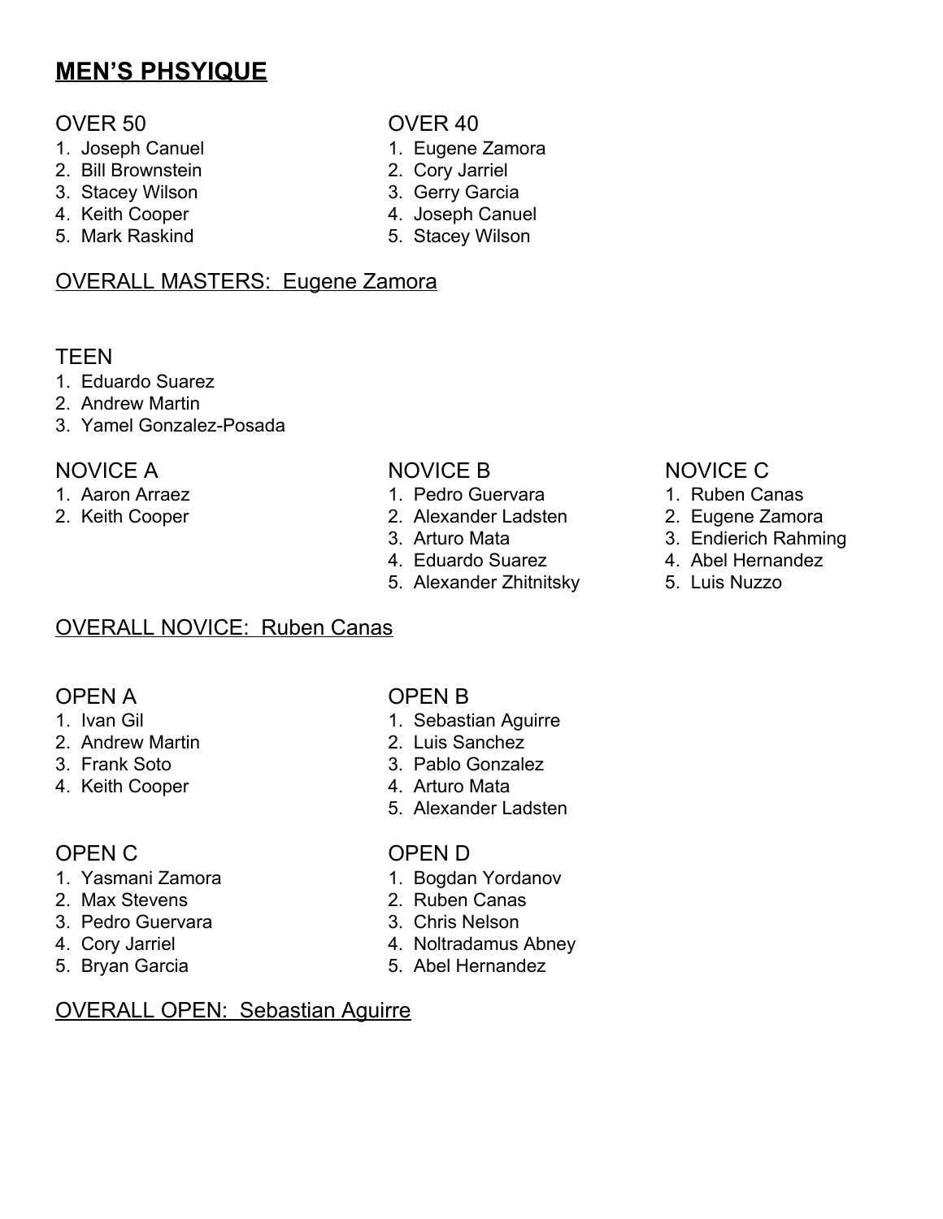# MEN'S PHSYIQUE

OVER 50

1. Joseph Canuel
2. Bill Brownstein
3. Stacey Wilson
4. Keith Cooper
5. Mark Raskind

OVER 40

1. Eugene Zamora
2. Cory Jarriel
3. Gerry Garcia
4. Joseph Canuel
5. Stacey Wilson

OVERALL MASTERS:  Eugene Zamora

TEEN

1. Eduardo Suarez
2. Andrew Martin
3. Yamel Gonzalez-Posada

NOVICE A

1. Aaron Arraez
2. Keith Cooper

NOVICE B

1. Pedro Guervara
2. Alexander Ladsten
3. Arturo Mata
4. Eduardo Suarez
5. Alexander Zhitnitsky

NOVICE C

1. Ruben Canas
2. Eugene Zamora
3. Endierich Rahming
4. Abel Hernandez
5. Luis Nuzzo

OVERALL NOVICE:  Ruben Canas

OPEN A

1. Ivan Gil
2. Andrew Martin
3. Frank Soto
4. Keith Cooper

OPEN B

1. Sebastian Aguirre
2. Luis Sanchez
3. Pablo Gonzalez
4. Arturo Mata
5. Alexander Ladsten

OPEN C

1. Yasmani Zamora
2. Max Stevens
3. Pedro Guervara
4. Cory Jarriel
5. Bryan Garcia

OPEN D

1. Bogdan Yordanov
2. Ruben Canas
3. Chris Nelson
4. Noltradamus Abney
5. Abel Hernandez

OVERALL OPEN:  Sebastian Aguirre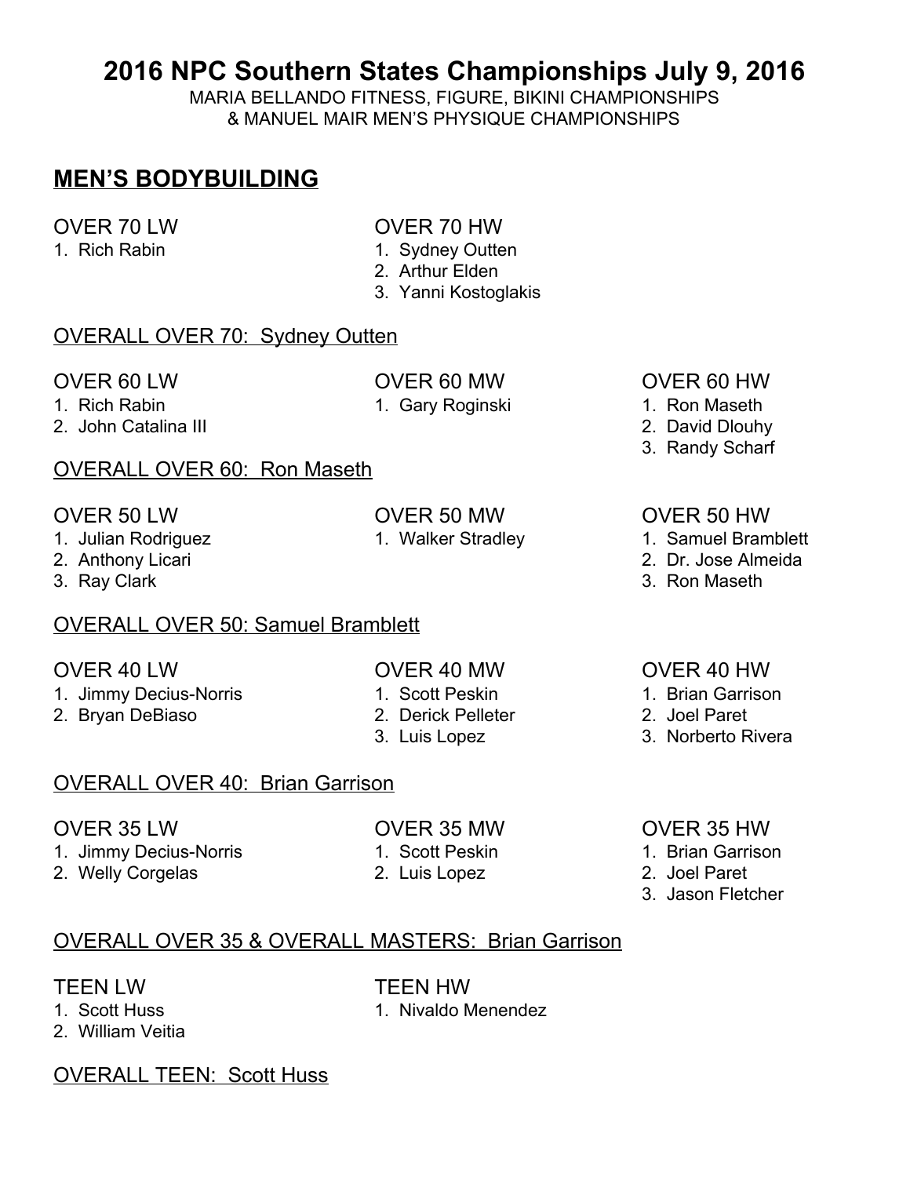# 2016 NPC Southern States Championships July 9, 2016

MARIA BELLANDO FITNESS, FIGURE, BIKINI CHAMPIONSHIPS
& MANUEL MAIR MEN'S PHYSIQUE CHAMPIONSHIPS

## MEN'S BODYBUILDING

OVER 70 LW
1. Rich Rabin

OVER 70 HW
1. Sydney Outten
2. Arthur Elden
3. Yanni Kostoglakis

OVERALL OVER 70: Sydney Outten

OVER 60 LW
1. Rich Rabin
2. John Catalina III

OVER 60 MW
1. Gary Roginski

OVER 60 HW
1. Ron Maseth
2. David Dlouhy
3. Randy Scharf

OVERALL OVER 60: Ron Maseth

OVER 50 LW
1. Julian Rodriguez
2. Anthony Licari
3. Ray Clark

OVER 50 MW
1. Walker Stradley

OVER 50 HW
1. Samuel Bramblett
2. Dr. Jose Almeida
3. Ron Maseth

OVERALL OVER 50: Samuel Bramblett

OVER 40 LW
1. Jimmy Decius-Norris
2. Bryan DeBiaso

OVER 40 MW
1. Scott Peskin
2. Derick Pelleter
3. Luis Lopez

OVER 40 HW
1. Brian Garrison
2. Joel Paret
3. Norberto Rivera

OVERALL OVER 40: Brian Garrison

OVER 35 LW
1. Jimmy Decius-Norris
2. Welly Corgelas

OVER 35 MW
1. Scott Peskin
2. Luis Lopez

OVER 35 HW
1. Brian Garrison
2. Joel Paret
3. Jason Fletcher

OVERALL OVER 35 & OVERALL MASTERS: Brian Garrison

TEEN LW
1. Scott Huss
2. William Veitia

TEEN HW
1. Nivaldo Menendez

OVERALL TEEN: Scott Huss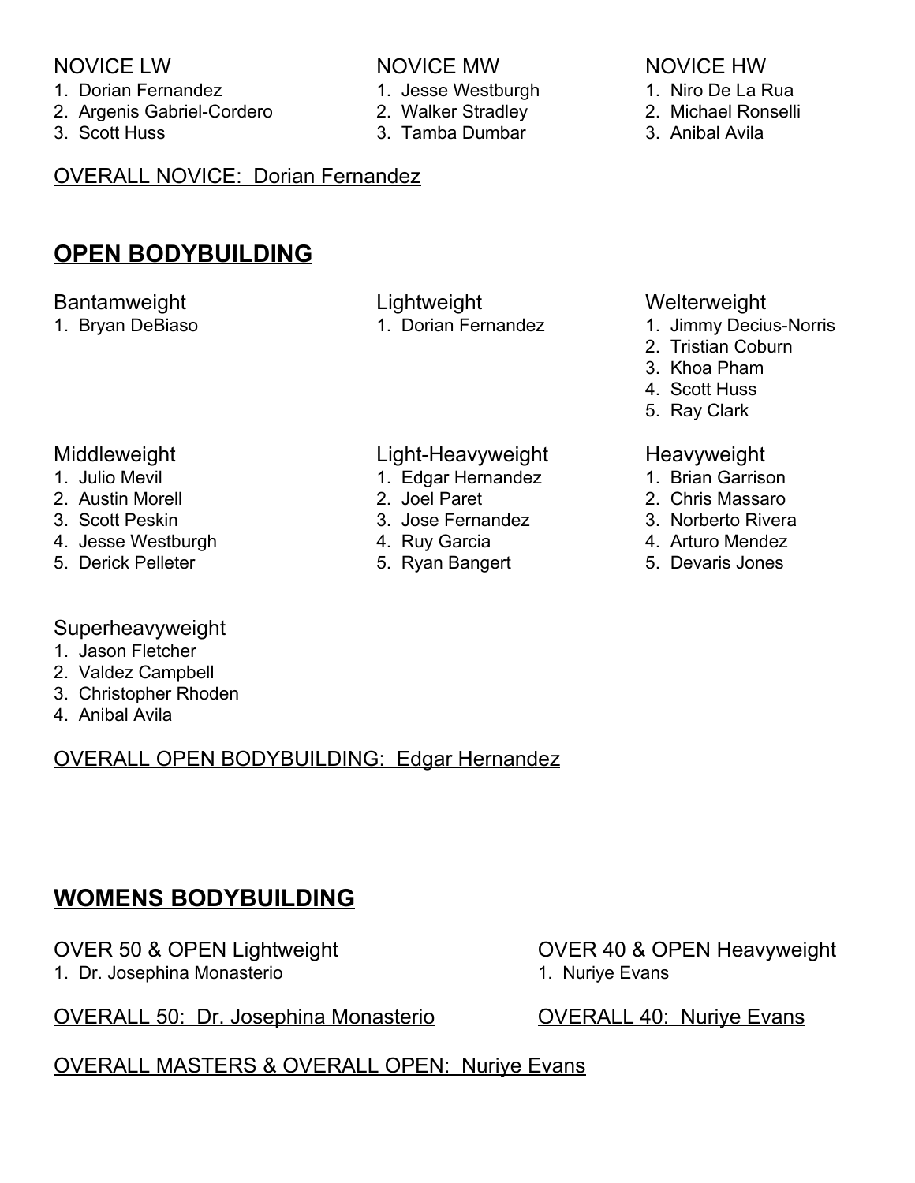NOVICE LW

1. Dorian Fernandez
2. Argenis Gabriel-Cordero
3. Scott Huss

NOVICE MW

1. Jesse Westburgh
2. Walker Stradley
3. Tamba Dumbar

NOVICE HW

1. Niro De La Rua
2. Michael Ronselli
3. Anibal Avila

OVERALL NOVICE: Dorian Fernandez

## OPEN BODYBUILDING

Bantamweight

1. Bryan DeBiaso

Lightweight

1. Dorian Fernandez

Welterweight

1. Jimmy Decius-Norris
2. Tristian Coburn
3. Khoa Pham
4. Scott Huss
5. Ray Clark

Middleweight

1. Julio Mevil
2. Austin Morell
3. Scott Peskin
4. Jesse Westburgh
5. Derick Pelleter

Light-Heavyweight

1. Edgar Hernandez
2. Joel Paret
3. Jose Fernandez
4. Ruy Garcia
5. Ryan Bangert

Heavyweight

1. Brian Garrison
2. Chris Massaro
3. Norberto Rivera
4. Arturo Mendez
5. Devaris Jones

Superheavyweight

1. Jason Fletcher
2. Valdez Campbell
3. Christopher Rhoden
4. Anibal Avila

OVERALL OPEN BODYBUILDING: Edgar Hernandez

## WOMENS BODYBUILDING

OVER 50 & OPEN Lightweight

1. Dr. Josephina Monasterio

OVERALL 50: Dr. Josephina Monasterio

OVER 40 & OPEN Heavyweight

1. Nuriye Evans

OVERALL 40: Nuriye Evans

OVERALL MASTERS & OVERALL OPEN: Nuriye Evans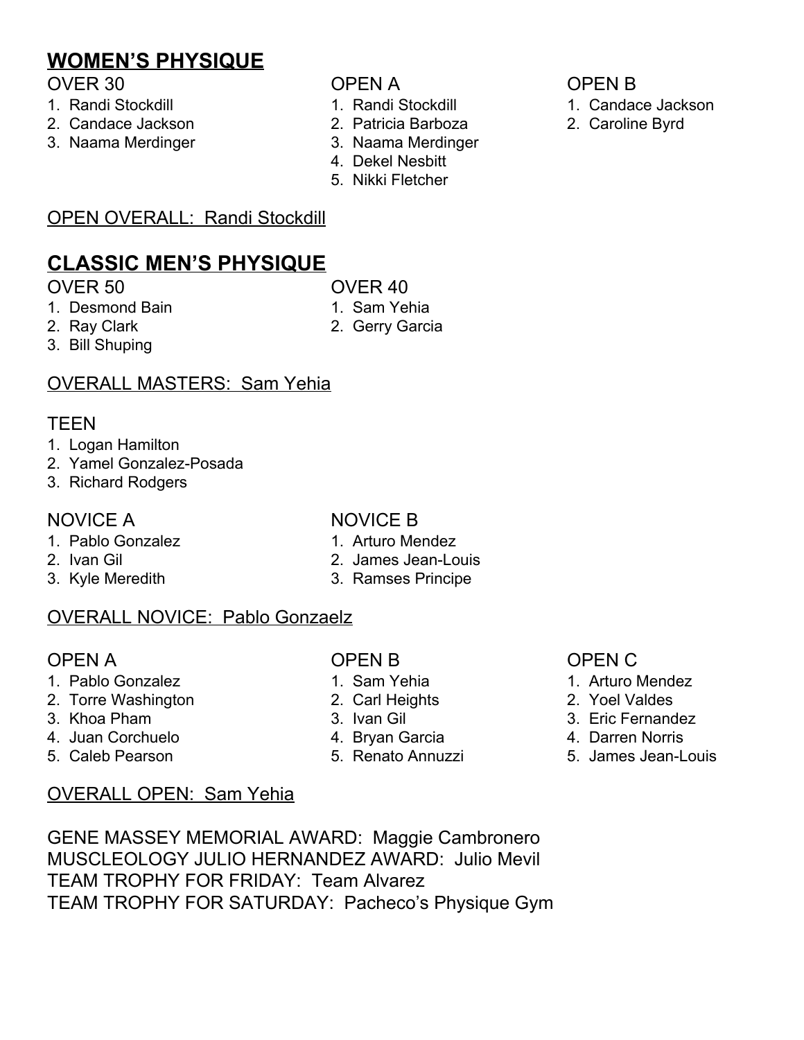## WOMEN'S PHYSIQUE

OVER 30

1. Randi Stockdill
2. Candace Jackson
3. Naama Merdinger

OPEN A

1. Randi Stockdill
2. Patricia Barboza
3. Naama Merdinger
4. Dekel Nesbitt
5. Nikki Fletcher

OPEN B

1. Candace Jackson
2. Caroline Byrd

OPEN OVERALL: Randi Stockdill

## CLASSIC MEN'S PHYSIQUE

OVER 50

1. Desmond Bain
2. Ray Clark
3. Bill Shuping

OVER 40

1. Sam Yehia
2. Gerry Garcia

OVERALL MASTERS: Sam Yehia

TEEN

1. Logan Hamilton
2. Yamel Gonzalez-Posada
3. Richard Rodgers

NOVICE A

1. Pablo Gonzalez
2. Ivan Gil
3. Kyle Meredith

NOVICE B

1. Arturo Mendez
2. James Jean-Louis
3. Ramses Principe

OVERALL NOVICE: Pablo Gonzaelz

OPEN A

1. Pablo Gonzalez
2. Torre Washington
3. Khoa Pham
4. Juan Corchuelo
5. Caleb Pearson

OPEN B

1. Sam Yehia
2. Carl Heights
3. Ivan Gil
4. Bryan Garcia
5. Renato Annuzzi

OPEN C

1. Arturo Mendez
2. Yoel Valdes
3. Eric Fernandez
4. Darren Norris
5. James Jean-Louis

OVERALL OPEN: Sam Yehia

GENE MASSEY MEMORIAL AWARD: Maggie Cambronero
MUSCLEOLOGY JULIO HERNANDEZ AWARD: Julio Mevil
TEAM TROPHY FOR FRIDAY: Team Alvarez
TEAM TROPHY FOR SATURDAY: Pacheco's Physique Gym